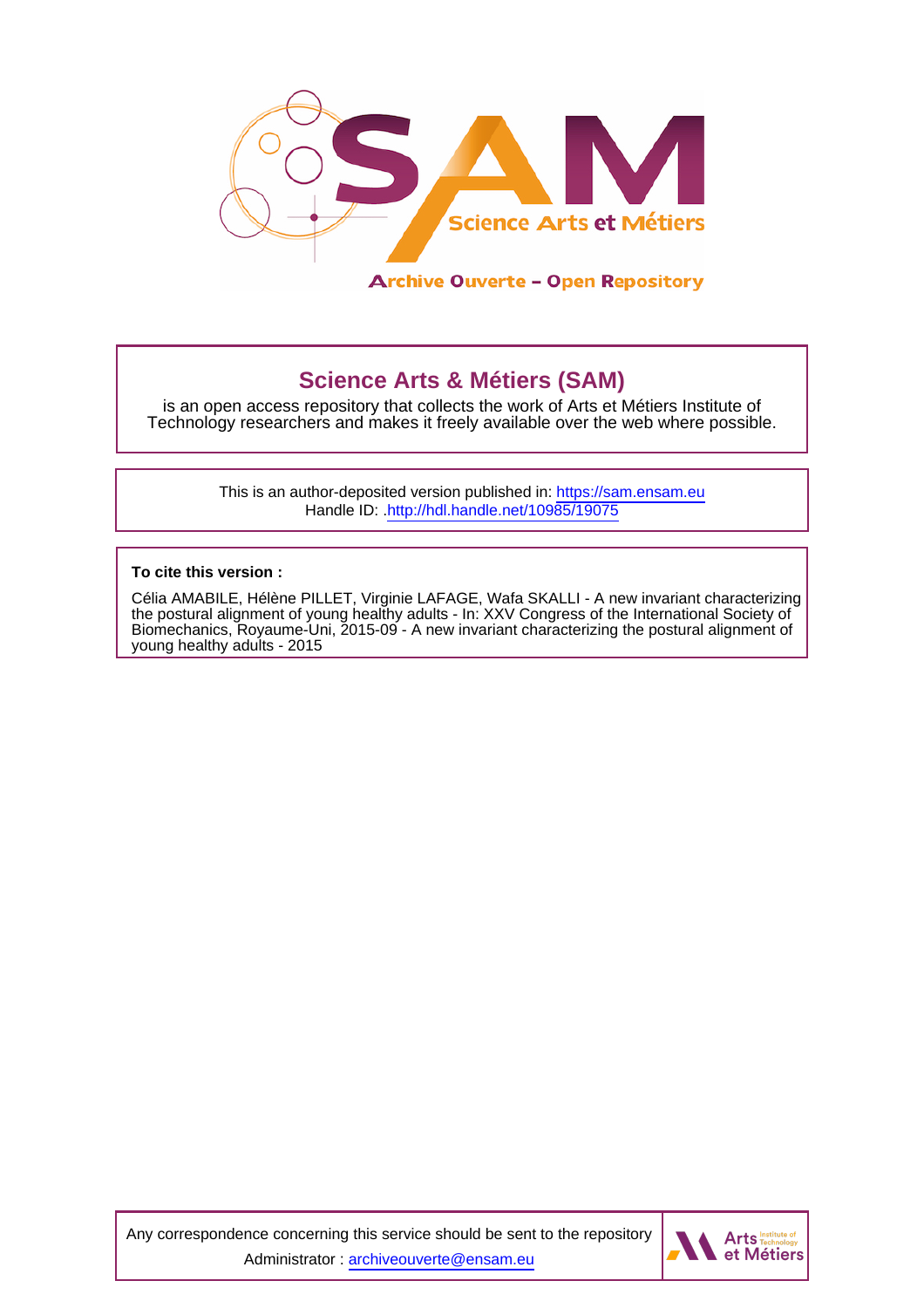Science Arts et Métiers

Archive Ouverte – Open Repository

## Science Arts & Métiers (SAM)

is an open access repository that collects the work of Arts et Métiers Institute of Technology researchers and makes it freely available over the web where possible.

This is an author-deposited version published in: https://sam.ensam.eu
Handle ID: .http://hdl.handle.net/10985/19075

**To cite this version :**

Célia AMABILE, Hélène PILLET, Virginie LAFAGE, Wafa SKALLI - A new invariant characterizing the postural alignment of young healthy adults - In: XXV Congress of the International Society of Biomechanics, Royaume-Uni, 2015-09 - A new invariant characterizing the postural alignment of young healthy adults - 2015

Any correspondence concerning this service should be sent to the repository Administrator : archiveouverte@ensam.eu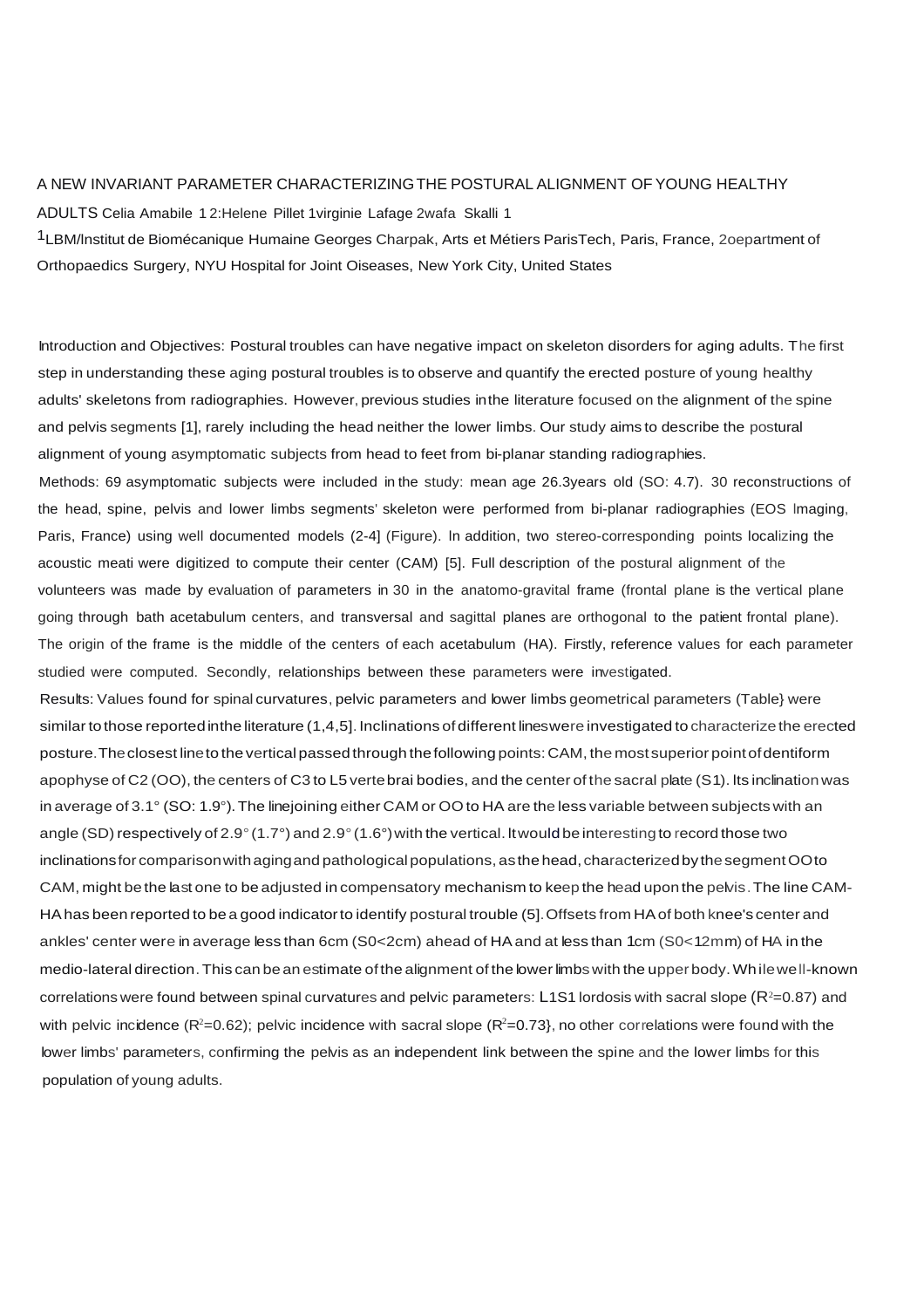A NEW INVARIANT PARAMETER CHARACTERIZING THE POSTURAL ALIGNMENT OF YOUNG HEALTHY ADULTS Celia Amabile 1 2:Helene Pillet 1virginie Lafage 2wafa Skalli 1

1LBM/Institut de Biomécanique Humaine Georges Charpak, Arts et Métiers ParisTech, Paris, France, 2oepartment of Orthopaedics Surgery, NYU Hospital for Joint Oiseases, New York City, United States

Introduction and Objectives: Postural troubles can have negative impact on skeleton disorders for aging adults. The first step in understanding these aging postural troubles is to observe and quantify the erected posture of young healthy adults' skeletons from radiographies. However, previous studies inthe literature focused on the alignment of the spine and pelvis segments [1], rarely including the head neither the lower limbs. Our study aims to describe the postural alignment of young asymptomatic subjects from head to feet from bi-planar standing radiographies.

Methods: 69 asymptomatic subjects were included in the study: mean age 26.3years old (SO: 4.7). 30 reconstructions of the head, spine, pelvis and lower limbs segments' skeleton were performed from bi-planar radiographies (EOS Imaging, Paris, France) using well documented models (2-4] (Figure). In addition, two stereo-corresponding points localizing the acoustic meati were digitized to compute their center (CAM) [5]. Full description of the postural alignment of the volunteers was made by evaluation of parameters in 30 in the anatomo-gravital frame (frontal plane is the vertical plane going through bath acetabulum centers, and transversal and sagittal planes are orthogonal to the patient frontal plane). The origin of the frame is the middle of the centers of each acetabulum (HA). Firstly, reference values for each parameter studied were computed. Secondly, relationships between these parameters were investigated.

Results: Values found for spinal curvatures, pelvic parameters and lower limbs geometrical parameters (Table} were similar to those reported inthe literature (1,4,5]. Inclinations of different lineswere investigated to characterize the erected posture. The closest line to the vertical passed through the following points: CAM, the most superior point of dentiform apophyse of C2 (OO), the centers of C3 to L5 vertebrai bodies, and the center of the sacral plate (S1). Its inclination was in average of 3.1° (SO: 1.9°). The linejoining either CAM or OO to HA are the less variable between subjects with an angle (SD) respectively of 2.9° (1.7°) and 2.9° (1.6°) with the vertical. It would be interesting to record those two inclinations for comparison with aging and pathological populations, as the head, characterized by the segment OO to CAM, might be the last one to be adjusted in compensatory mechanism to keep the head upon the pelvis. The line CAM-HA has been reported to be a good indicator to identify postural trouble (5]. Offsets from HA of both knee's center and ankles' center were in average less than 6cm (S0<2cm) ahead of HA and at less than 1cm (S0<12mm) of HA in the medio-lateral direction. This can be an estimate of the alignment of the lower limbs with the upper body. While well-known correlations were found between spinal curvatures and pelvic parameters: L1S1 lordosis with sacral slope ($R^2$=0.87) and with pelvic incidence ($R^2$=0.62); pelvic incidence with sacral slope ($R^2$=0.73}, no other correlations were found with the lower limbs' parameters, confirming the pelvis as an independent link between the spine and the lower limbs for this population of young adults.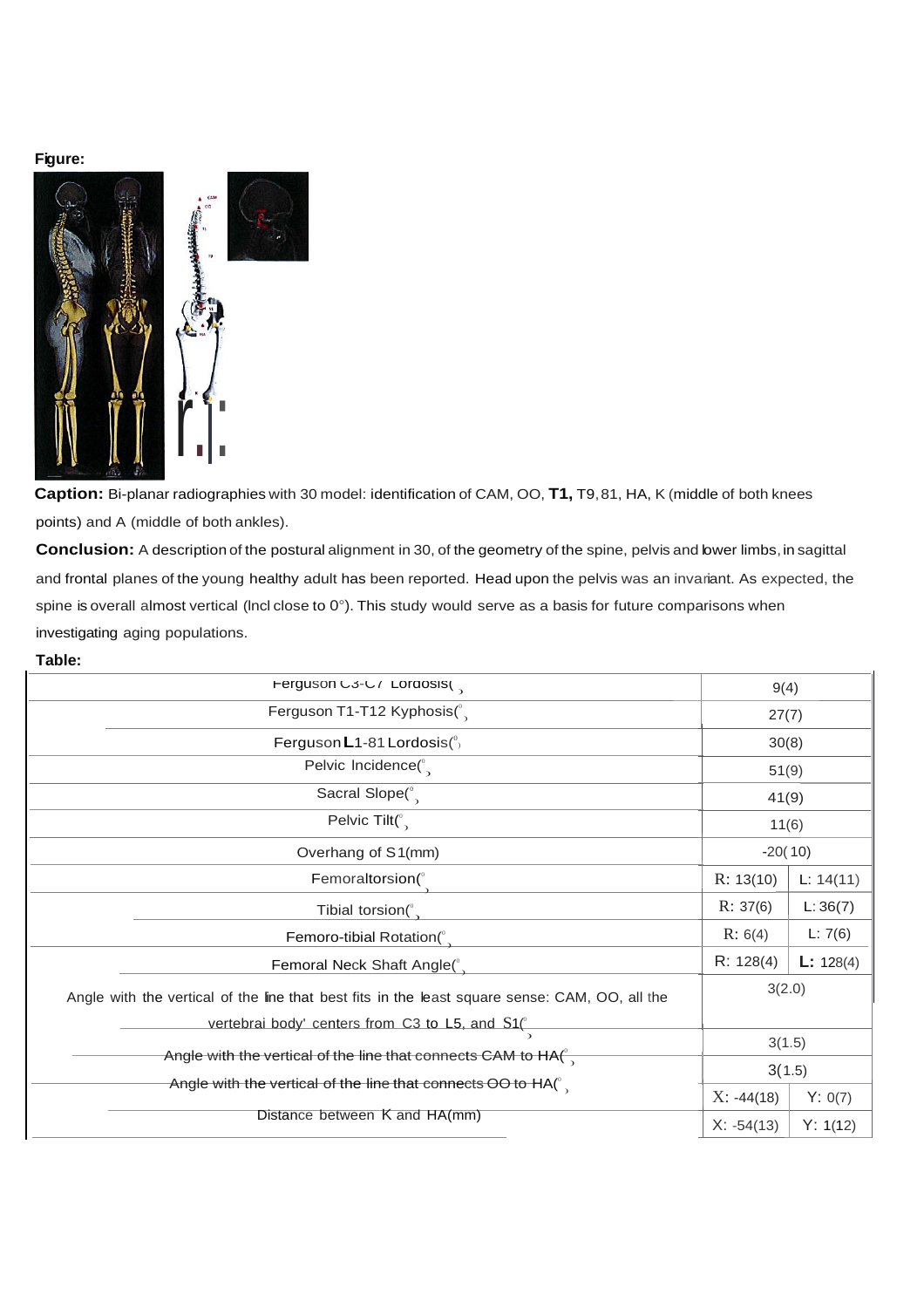**Figure:**

**Caption:** Bi-planar radiographies with 30 model: identification of CAM, OO, **T1,** T9, 81, HA, K (middle of both knees points) and A (middle of both ankles).

**Conclusion:** A description of the postural alignment in 30, of the geometry of the spine, pelvis and lower limbs, in sagittal and frontal planes of the young healthy adult has been reported. Head upon the pelvis was an invariant. As expected, the spine is overall almost vertical (lncl close to 0°). This study would serve as a basis for future comparisons when investigating aging populations.

**Table:**

| | | |
|---|---|---|
| Ferguson C3-C7 Lordosis(°) | 9(4) | |
| Ferguson T1-T12 Kyphosis(°) | 27(7) | |
| Ferguson **L**1-81 Lordosis(°) | 30(8) | |
| Pelvic Incidence(°) | 51(9) | |
| Sacral Slope(°) | 41(9) | |
| Pelvic Tilt(°) | 11(6) | |
| Overhang of S1(mm) | -20(10) | |
| Femoraltorsion(°) | R: 13(10) | L: 14(11) |
| Tibial torsion(°) | R: 37(6) | L: 36(7) |
| Femoro-tibial Rotation(°) | R: 6(4) | L: 7(6) |
| Femoral Neck Shaft Angle(°) | R: 128(4) | **L:** 128(4) |
| Angle with the vertical of the line that best fits in the least square sense: CAM, OO, all the vertebrai body' centers from C3 to L5, and S1(°) | 3(2.0) | |
| Angle with the vertical of the line that connects CAM to HA(°) | 3(1.5) | |
| Angle with the vertical of the line that connects OO to HA(°) | 3(1.5) | |
| | X: -44(18) | Y: 0(7) |
| Distance between K and HA(mm) | X: -54(13) | Y: 1(12) |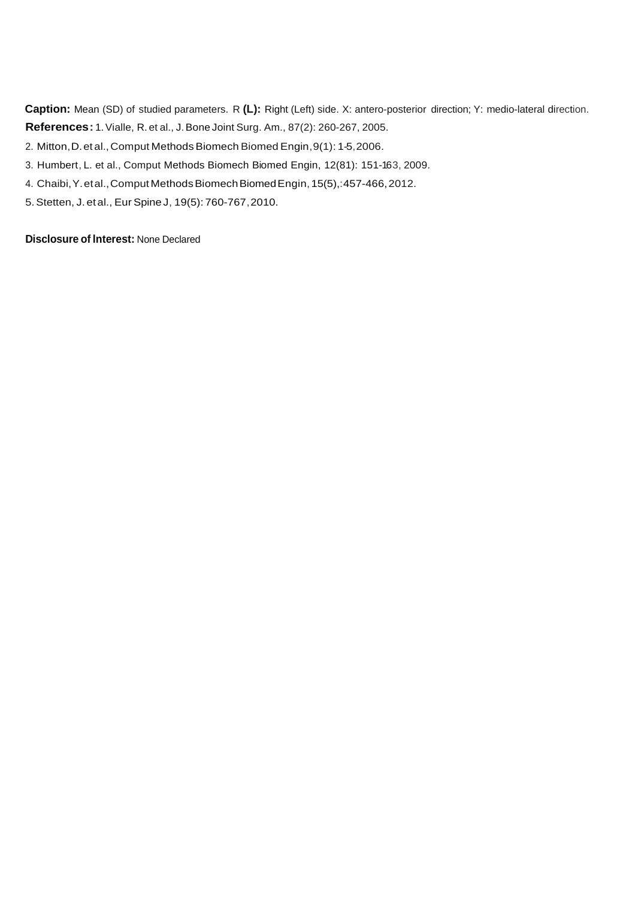**Caption:** Mean (SD) of studied parameters. R **(L):** Right (Left) side. X: antero-posterior direction; Y: medio-lateral direction.

**References:** 1. Vialle, R. et al., J. Bone Joint Surg. Am., 87(2): 260-267, 2005.

2. Mitton, D. et al., Comput Methods Biomech Biomed Engin, 9(1): 1-5, 2006.

3. Humbert, L. et al., Comput Methods Biomech Biomed Engin, 12(81): 151-163, 2009.

4. Chaibi, Y. et al., Comput Methods Biomech Biomed Engin, 15(5),: 457-466, 2012.

5. Stetten, J. et al., Eur Spine J, 19(5): 760-767, 2010.

**Disclosure of Interest:** None Declared